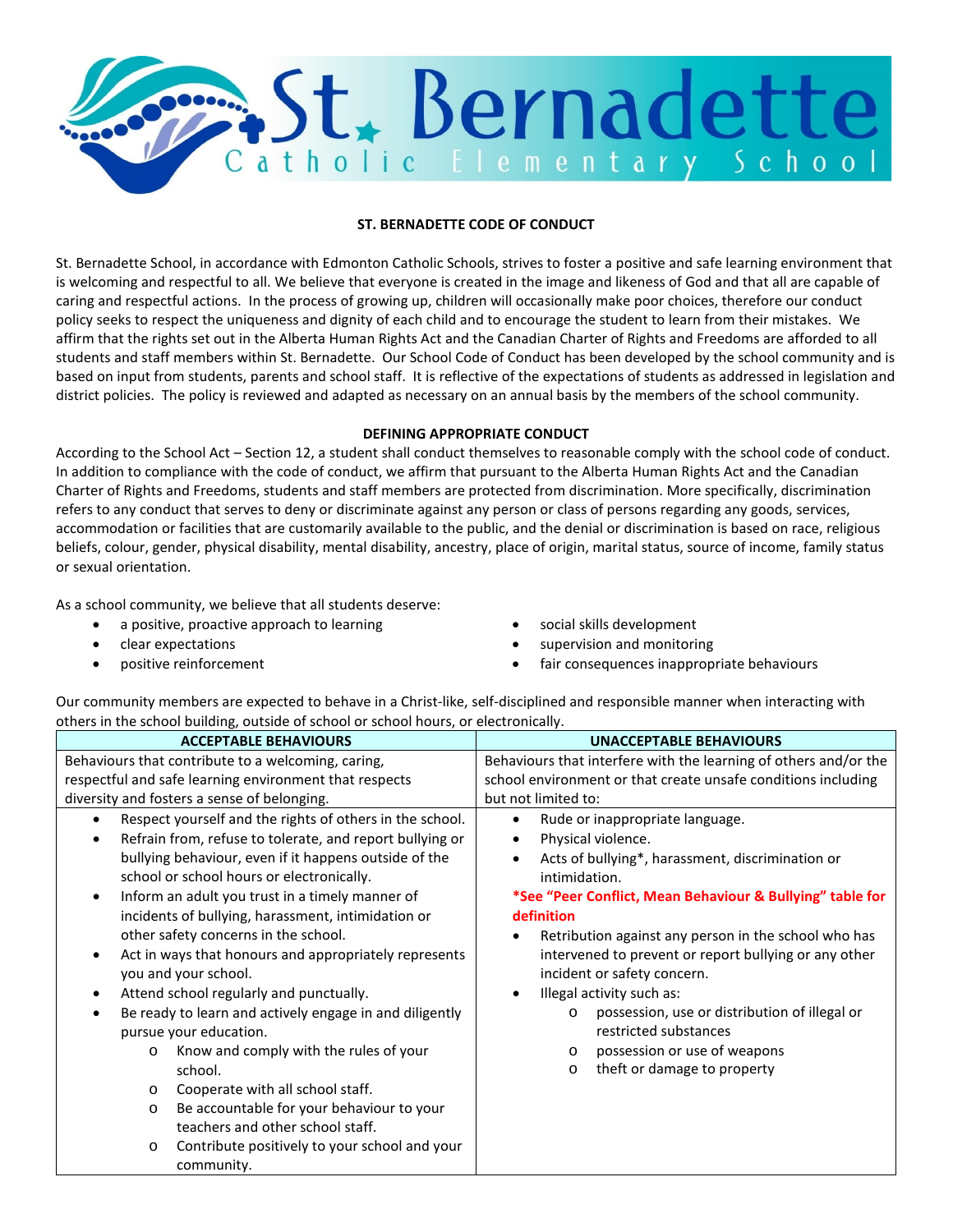# St. Bernadette Catholic Elementary School

## ST. BERNADETTE CODE OF CONDUCT

St. Bernadette School, in accordance with Edmonton Catholic Schools, strives to foster a positive and safe learning environment that is welcoming and respectful to all. We believe that everyone is created in the image and likeness of God and that all are capable of caring and respectful actions. In the process of growing up, children will occasionally make poor choices, therefore our conduct policy seeks to respect the uniqueness and dignity of each child and to encourage the student to learn from their mistakes. We affirm that the rights set out in the Alberta Human Rights Act and the Canadian Charter of Rights and Freedoms are afforded to all students and staff members within St. Bernadette. Our School Code of Conduct has been developed by the school community and is based on input from students, parents and school staff. It is reflective of the expectations of students as addressed in legislation and district policies. The policy is reviewed and adapted as necessary on an annual basis by the members of the school community.

## DEFINING APPROPRIATE CONDUCT

According to the School Act – Section 12, a student shall conduct themselves to reasonable comply with the school code of conduct. In addition to compliance with the code of conduct, we affirm that pursuant to the Alberta Human Rights Act and the Canadian Charter of Rights and Freedoms, students and staff members are protected from discrimination. More specifically, discrimination refers to any conduct that serves to deny or discriminate against any person or class of persons regarding any goods, services, accommodation or facilities that are customarily available to the public, and the denial or discrimination is based on race, religious beliefs, colour, gender, physical disability, mental disability, ancestry, place of origin, marital status, source of income, family status or sexual orientation.

As a school community, we believe that all students deserve:

- a positive, proactive approach to learning
- clear expectations
- positive reinforcement
- social skills development
- supervision and monitoring
- fair consequences inappropriate behaviours

Our community members are expected to behave in a Christ-like, self-disciplined and responsible manner when interacting with others in the school building, outside of school or school hours, or electronically.

| ACCEPTABLE BEHAVIOURS | UNACCEPTABLE BEHAVIOURS |
|---|---|
| Behaviours that contribute to a welcoming, caring, respectful and safe learning environment that respects diversity and fosters a sense of belonging. | Behaviours that interfere with the learning of others and/or the school environment or that create unsafe conditions including but not limited to: |
| • Respect yourself and the rights of others in the school.<br>• Refrain from, refuse to tolerate, and report bullying or bullying behaviour, even if it happens outside of the school or school hours or electronically.<br>• Inform an adult you trust in a timely manner of incidents of bullying, harassment, intimidation or other safety concerns in the school.<br>• Act in ways that honours and appropriately represents you and your school.<br>• Attend school regularly and punctually.<br>• Be ready to learn and actively engage in and diligently pursue your education.<br>&nbsp;&nbsp;&nbsp;&nbsp;o Know and comply with the rules of your school.<br>&nbsp;&nbsp;&nbsp;&nbsp;o Cooperate with all school staff.<br>&nbsp;&nbsp;&nbsp;&nbsp;o Be accountable for your behaviour to your teachers and other school staff.<br>&nbsp;&nbsp;&nbsp;&nbsp;o Contribute positively to your school and your community. | • Rude or inappropriate language.<br>• Physical violence.<br>• Acts of bullying*, harassment, discrimination or intimidation.<br>**\*See "Peer Conflict, Mean Behaviour & Bullying" table for definition**<br>• Retribution against any person in the school who has intervened to prevent or report bullying or any other incident or safety concern.<br>• Illegal activity such as:<br>&nbsp;&nbsp;&nbsp;&nbsp;o possession, use or distribution of illegal or restricted substances<br>&nbsp;&nbsp;&nbsp;&nbsp;o possession or use of weapons<br>&nbsp;&nbsp;&nbsp;&nbsp;o theft or damage to property |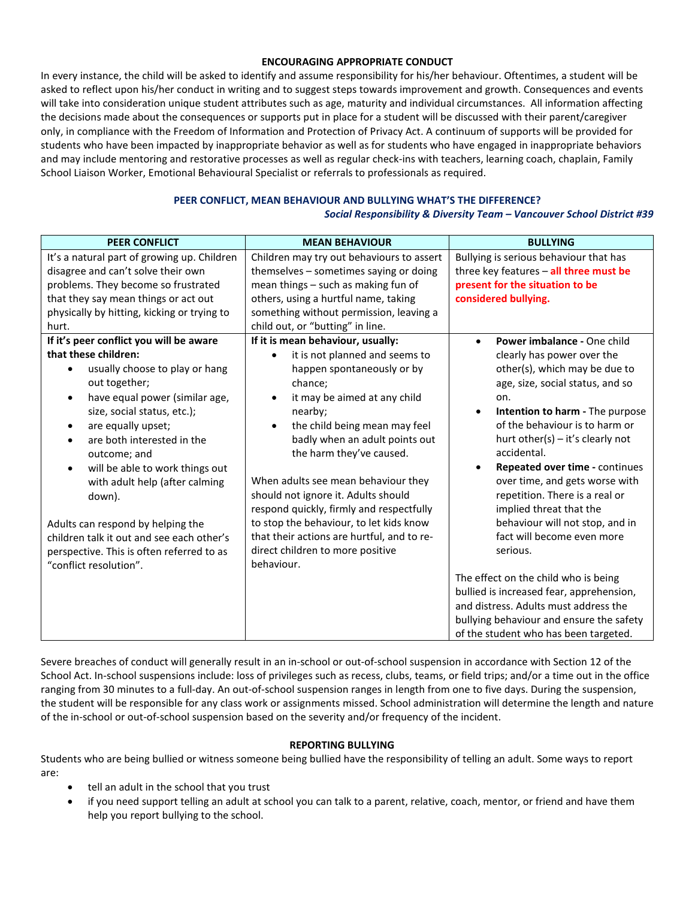## ENCOURAGING APPROPRIATE CONDUCT

In every instance, the child will be asked to identify and assume responsibility for his/her behaviour. Oftentimes, a student will be asked to reflect upon his/her conduct in writing and to suggest steps towards improvement and growth. Consequences and events will take into consideration unique student attributes such as age, maturity and individual circumstances. All information affecting the decisions made about the consequences or supports put in place for a student will be discussed with their parent/caregiver only, in compliance with the Freedom of Information and Protection of Privacy Act. A continuum of supports will be provided for students who have been impacted by inappropriate behavior as well as for students who have engaged in inappropriate behaviors and may include mentoring and restorative processes as well as regular check-ins with teachers, learning coach, chaplain, Family School Liaison Worker, Emotional Behavioural Specialist or referrals to professionals as required.

### PEER CONFLICT, MEAN BEHAVIOUR AND BULLYING WHAT'S THE DIFFERENCE?

***Social Responsibility & Diversity Team – Vancouver School District #39***

| PEER CONFLICT | MEAN BEHAVIOUR | BULLYING |
|---|---|---|
| It's a natural part of growing up. Children disagree and can't solve their own problems. They become so frustrated that they say mean things or act out physically by hitting, kicking or trying to hurt. | Children may try out behaviours to assert themselves – sometimes saying or doing mean things – such as making fun of others, using a hurtful name, taking something without permission, leaving a child out, or "butting" in line. | Bullying is serious behaviour that has three key features – **all three must be present for the situation to be considered bullying.** |
| **If it's peer conflict you will be aware that these children:**<br>• usually choose to play or hang out together;<br>• have equal power (similar age, size, social status, etc.);<br>• are equally upset;<br>• are both interested in the outcome; and<br>• will be able to work things out with adult help (after calming down).<br><br>Adults can respond by helping the children talk it out and see each other's perspective. This is often referred to as "conflict resolution". | **If it is mean behaviour, usually:**<br>• it is not planned and seems to happen spontaneously or by chance;<br>• it may be aimed at any child nearby;<br>• the child being mean may feel badly when an adult points out the harm they've caused.<br><br>When adults see mean behaviour they should not ignore it. Adults should respond quickly, firmly and respectfully to stop the behaviour, to let kids know that their actions are hurtful, and to re-direct children to more positive behaviour. | • **Power imbalance -** One child clearly has power over the other(s), which may be due to age, size, social status, and so on.<br>• **Intention to harm -** The purpose of the behaviour is to harm or hurt other(s) – it's clearly not accidental.<br>• **Repeated over time -** continues over time, and gets worse with repetition. There is a real or implied threat that the behaviour will not stop, and in fact will become even more serious.<br><br>The effect on the child who is being bullied is increased fear, apprehension, and distress. Adults must address the bullying behaviour and ensure the safety of the student who has been targeted. |

Severe breaches of conduct will generally result in an in-school or out-of-school suspension in accordance with Section 12 of the School Act. In-school suspensions include: loss of privileges such as recess, clubs, teams, or field trips; and/or a time out in the office ranging from 30 minutes to a full-day. An out-of-school suspension ranges in length from one to five days. During the suspension, the student will be responsible for any class work or assignments missed. School administration will determine the length and nature of the in-school or out-of-school suspension based on the severity and/or frequency of the incident.

## REPORTING BULLYING

Students who are being bullied or witness someone being bullied have the responsibility of telling an adult. Some ways to report are:

- tell an adult in the school that you trust
- if you need support telling an adult at school you can talk to a parent, relative, coach, mentor, or friend and have them help you report bullying to the school.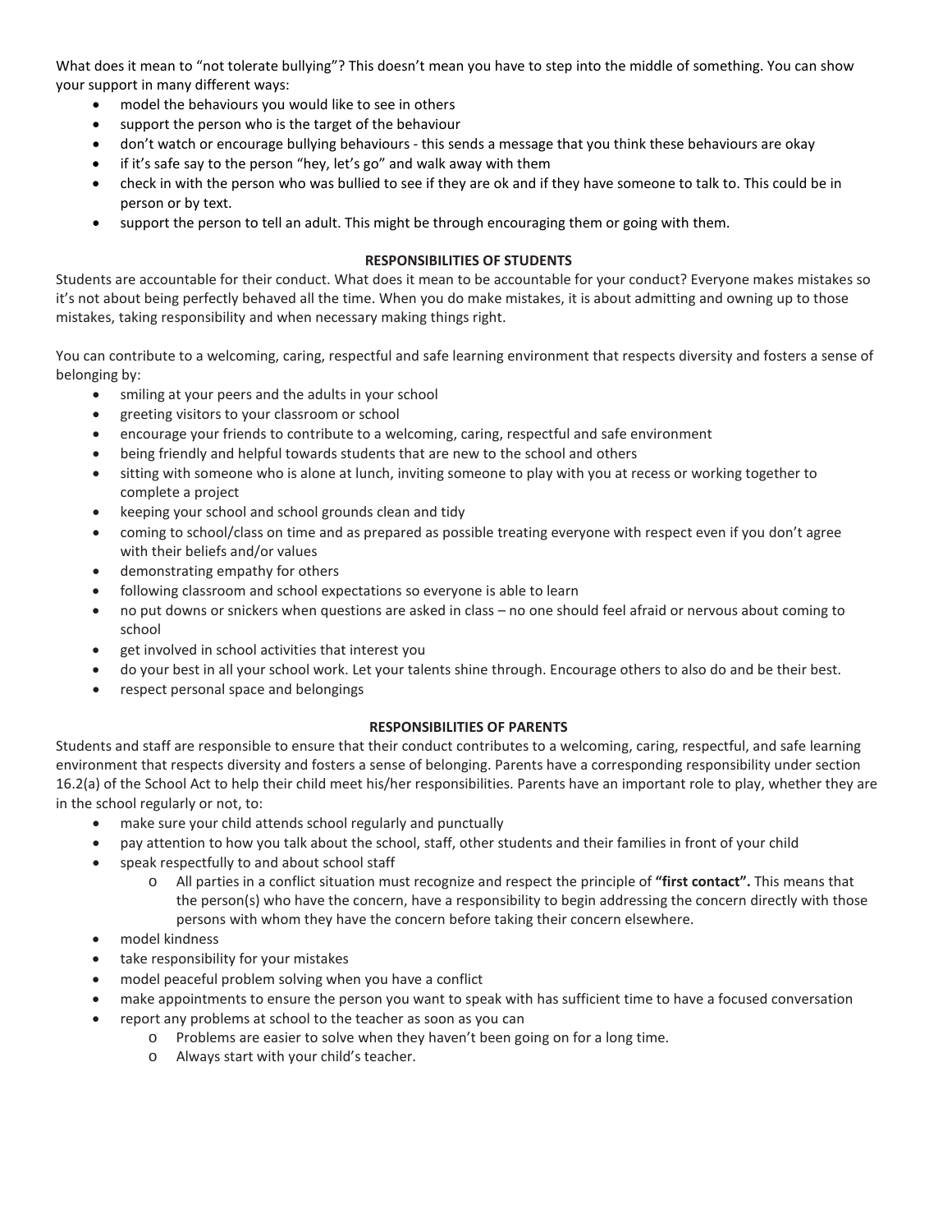What does it mean to "not tolerate bullying"? This doesn't mean you have to step into the middle of something. You can show your support in many different ways:

- model the behaviours you would like to see in others
- support the person who is the target of the behaviour
- don't watch or encourage bullying behaviours - this sends a message that you think these behaviours are okay
- if it's safe say to the person "hey, let's go" and walk away with them
- check in with the person who was bullied to see if they are ok and if they have someone to talk to. This could be in person or by text.
- support the person to tell an adult. This might be through encouraging them or going with them.

## RESPONSIBILITIES OF STUDENTS

Students are accountable for their conduct. What does it mean to be accountable for your conduct? Everyone makes mistakes so it's not about being perfectly behaved all the time. When you do make mistakes, it is about admitting and owning up to those mistakes, taking responsibility and when necessary making things right.

You can contribute to a welcoming, caring, respectful and safe learning environment that respects diversity and fosters a sense of belonging by:

- smiling at your peers and the adults in your school
- greeting visitors to your classroom or school
- encourage your friends to contribute to a welcoming, caring, respectful and safe environment
- being friendly and helpful towards students that are new to the school and others
- sitting with someone who is alone at lunch, inviting someone to play with you at recess or working together to complete a project
- keeping your school and school grounds clean and tidy
- coming to school/class on time and as prepared as possible treating everyone with respect even if you don't agree with their beliefs and/or values
- demonstrating empathy for others
- following classroom and school expectations so everyone is able to learn
- no put downs or snickers when questions are asked in class – no one should feel afraid or nervous about coming to school
- get involved in school activities that interest you
- do your best in all your school work. Let your talents shine through. Encourage others to also do and be their best.
- respect personal space and belongings

## RESPONSIBILITIES OF PARENTS

Students and staff are responsible to ensure that their conduct contributes to a welcoming, caring, respectful, and safe learning environment that respects diversity and fosters a sense of belonging. Parents have a corresponding responsibility under section 16.2(a) of the School Act to help their child meet his/her responsibilities. Parents have an important role to play, whether they are in the school regularly or not, to:

- make sure your child attends school regularly and punctually
- pay attention to how you talk about the school, staff, other students and their families in front of your child
- speak respectfully to and about school staff
    - All parties in a conflict situation must recognize and respect the principle of **"first contact".** This means that the person(s) who have the concern, have a responsibility to begin addressing the concern directly with those persons with whom they have the concern before taking their concern elsewhere.
- model kindness
- take responsibility for your mistakes
- model peaceful problem solving when you have a conflict
- make appointments to ensure the person you want to speak with has sufficient time to have a focused conversation
- report any problems at school to the teacher as soon as you can
    - Problems are easier to solve when they haven't been going on for a long time.
    - Always start with your child's teacher.